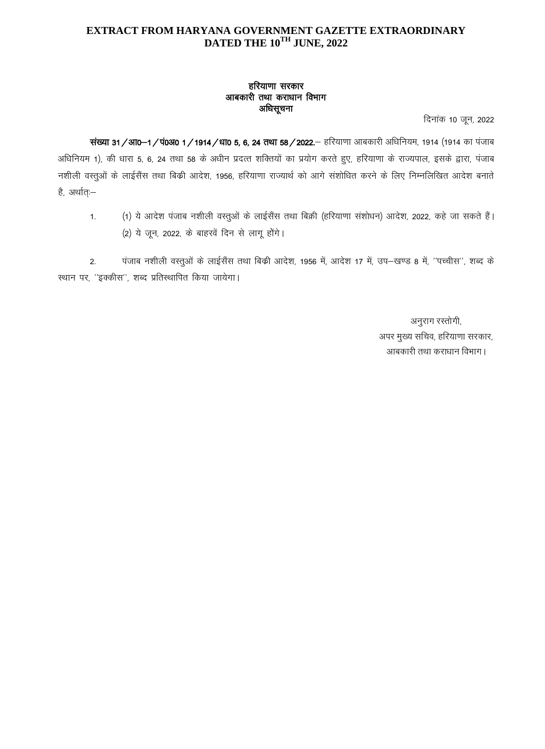# EXTRACT FROM HARYANA GOVERNMENT GAZETTE EXTRAORDINARY DATED THE 10TH JUNE, 2022

**हरियाणा सरकार**
**आबकारी तथा कराधान विभाग**
**अधिसूचना**

दिनांक 10 जून, 2022

**संख्या 31/आ0–1/पं0अ0 1/1914/धा0 5, 6, 24 तथा 58/2022.**– हरियाणा आबकारी अधिनियम, 1914 (1914 का पंजाब अधिनियम 1), की धारा 5, 6, 24 तथा 58 के अधीन प्रदत्त शक्तियों का प्रयोग करते हुए, हरियाणा के राज्यपाल, इसके द्वारा, पंजाब नशीली वस्तुओं के लाईसैंस तथा बिक्री आदेश, 1956, हरियाणा राज्यार्थ को आगे संशोधित करने के लिए निम्नलिखित आदेश बनाते है, अर्थातः–

1. (1) ये आदेश पंजाब नशीली वस्तुओं के लाईसैंस तथा बिक्री (हरियाणा संशोधन) आदेश, 2022, कहे जा सकते हैं।
   (2) ये जून, 2022, के बाहरवें दिन से लागू होंगे।

2. पंजाब नशीली वस्तुओं के लाईसैंस तथा बिक्री आदेश, 1956 में, आदेश 17 में, उप–खण्ड 8 में, ''पच्चीस'', शब्द के स्थान पर, ''इक्कीस'', शब्द प्रतिस्थापित किया जायेगा।

अनुराग रस्तोगी,
अपर मुख्य सचिव, हरियाणा सरकार,
आबकारी तथा कराधान विभाग।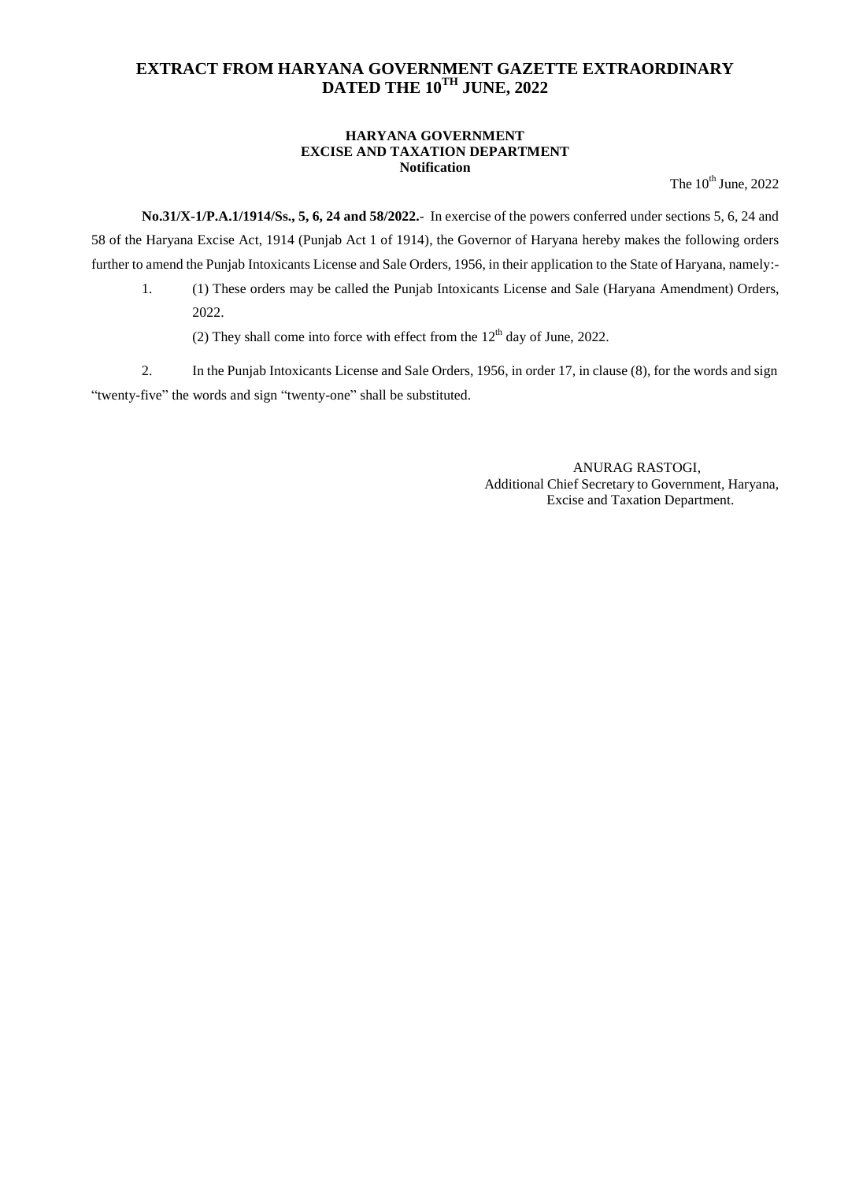# EXTRACT FROM HARYANA GOVERNMENT GAZETTE EXTRAORDINARY DATED THE 10TH JUNE, 2022

**HARYANA GOVERNMENT**
**EXCISE AND TAXATION DEPARTMENT**
**Notification**

The 10th June, 2022

**No.31/X-1/P.A.1/1914/Ss., 5, 6, 24 and 58/2022.**- In exercise of the powers conferred under sections 5, 6, 24 and 58 of the Haryana Excise Act, 1914 (Punjab Act 1 of 1914), the Governor of Haryana hereby makes the following orders further to amend the Punjab Intoxicants License and Sale Orders, 1956, in their application to the State of Haryana, namely:-

1. (1) These orders may be called the Punjab Intoxicants License and Sale (Haryana Amendment) Orders, 2022.

   (2) They shall come into force with effect from the 12th day of June, 2022.

2. In the Punjab Intoxicants License and Sale Orders, 1956, in order 17, in clause (8), for the words and sign "twenty-five" the words and sign "twenty-one" shall be substituted.

ANURAG RASTOGI,
Additional Chief Secretary to Government, Haryana,
Excise and Taxation Department.